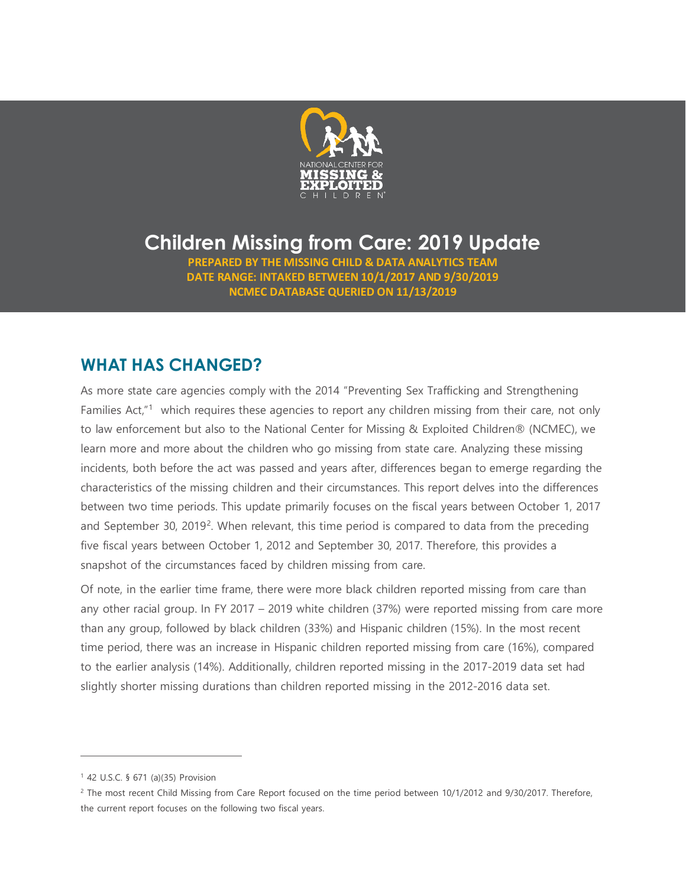NATIONAL CENTER FOR MISSING & EXPLOITED CHILDREN

# Children Missing from Care: 2019 Update

**PREPARED BY THE MISSING CHILD & DATA ANALYTICS TEAM**
**DATE RANGE: INTAKED BETWEEN 10/1/2017 AND 9/30/2019**
**NCMEC DATABASE QUERIED ON 11/13/2019**

## WHAT HAS CHANGED?

As more state care agencies comply with the 2014 "Preventing Sex Trafficking and Strengthening Families Act,"[1] which requires these agencies to report any children missing from their care, not only to law enforcement but also to the National Center for Missing & Exploited Children® (NCMEC), we learn more and more about the children who go missing from state care. Analyzing these missing incidents, both before the act was passed and years after, differences began to emerge regarding the characteristics of the missing children and their circumstances. This report delves into the differences between two time periods. This update primarily focuses on the fiscal years between October 1, 2017 and September 30, 2019[2]. When relevant, this time period is compared to data from the preceding five fiscal years between October 1, 2012 and September 30, 2017. Therefore, this provides a snapshot of the circumstances faced by children missing from care.

Of note, in the earlier time frame, there were more black children reported missing from care than any other racial group. In FY 2017 – 2019 white children (37%) were reported missing from care more than any group, followed by black children (33%) and Hispanic children (15%). In the most recent time period, there was an increase in Hispanic children reported missing from care (16%), compared to the earlier analysis (14%). Additionally, children reported missing in the 2017-2019 data set had slightly shorter missing durations than children reported missing in the 2012-2016 data set.

---

[1] 42 U.S.C. § 671 (a)(35) Provision

[2] The most recent Child Missing from Care Report focused on the time period between 10/1/2012 and 9/30/2017. Therefore, the current report focuses on the following two fiscal years.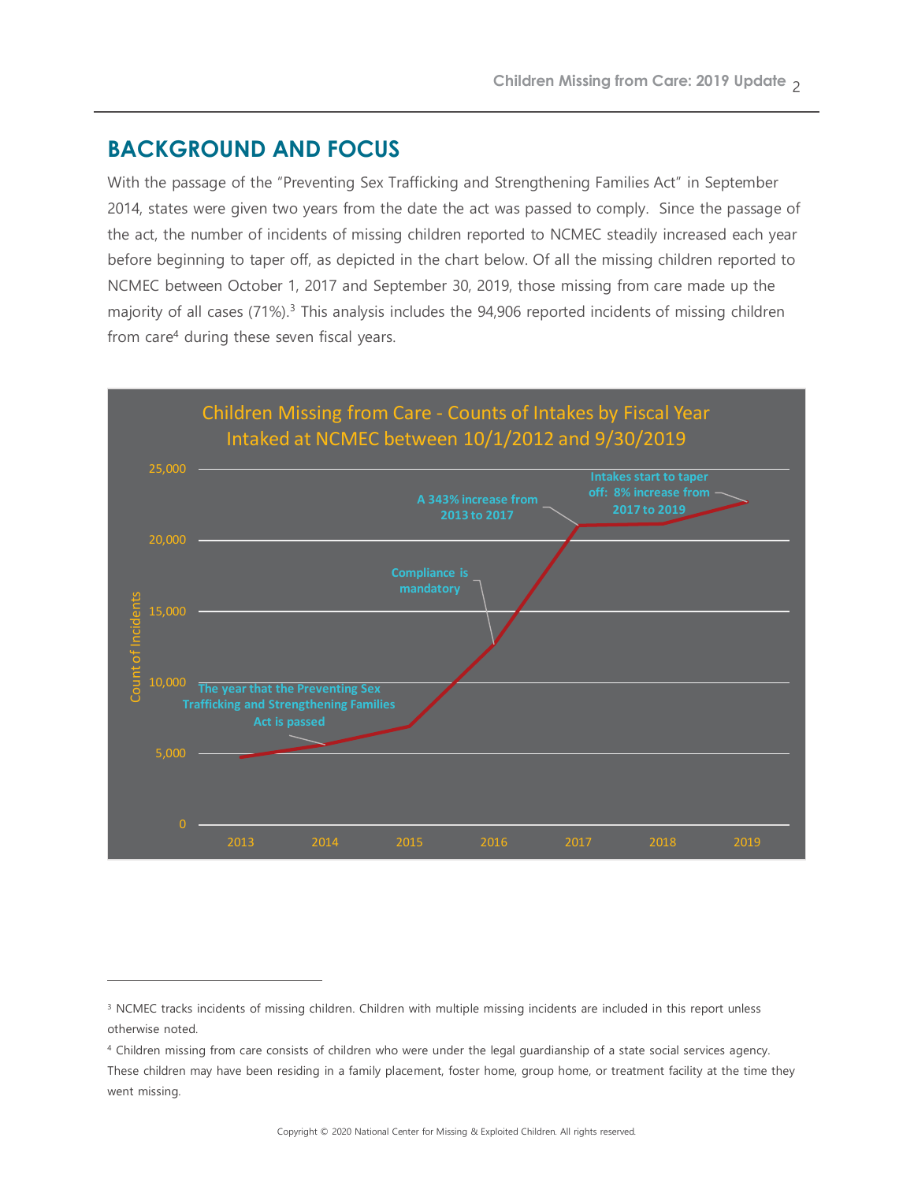## BACKGROUND AND FOCUS

With the passage of the "Preventing Sex Trafficking and Strengthening Families Act" in September 2014, states were given two years from the date the act was passed to comply. Since the passage of the act, the number of incidents of missing children reported to NCMEC steadily increased each year before beginning to taper off, as depicted in the chart below. Of all the missing children reported to NCMEC between October 1, 2017 and September 30, 2019, those missing from care made up the majority of all cases (71%).[3] This analysis includes the 94,906 reported incidents of missing children from care[4] during these seven fiscal years.

**Children Missing from Care - Counts of Intakes by Fiscal Year Intaked at NCMEC between 10/1/2012 and 9/30/2019**

Count of Incidents (y-axis: 0, 5,000, 10,000, 15,000, 20,000, 25,000); Fiscal Year (x-axis: 2013, 2014, 2015, 2016, 2017, 2018, 2019)

- 2014: The year that the Preventing Sex Trafficking and Strengthening Families Act is passed
- 2016: Compliance is mandatory
- 2017: A 343% increase from 2013 to 2017
- 2019: Intakes start to taper off: 8% increase from 2017 to 2019

---

[3] NCMEC tracks incidents of missing children. Children with multiple missing incidents are included in this report unless otherwise noted.

[4] Children missing from care consists of children who were under the legal guardianship of a state social services agency. These children may have been residing in a family placement, foster home, group home, or treatment facility at the time they went missing.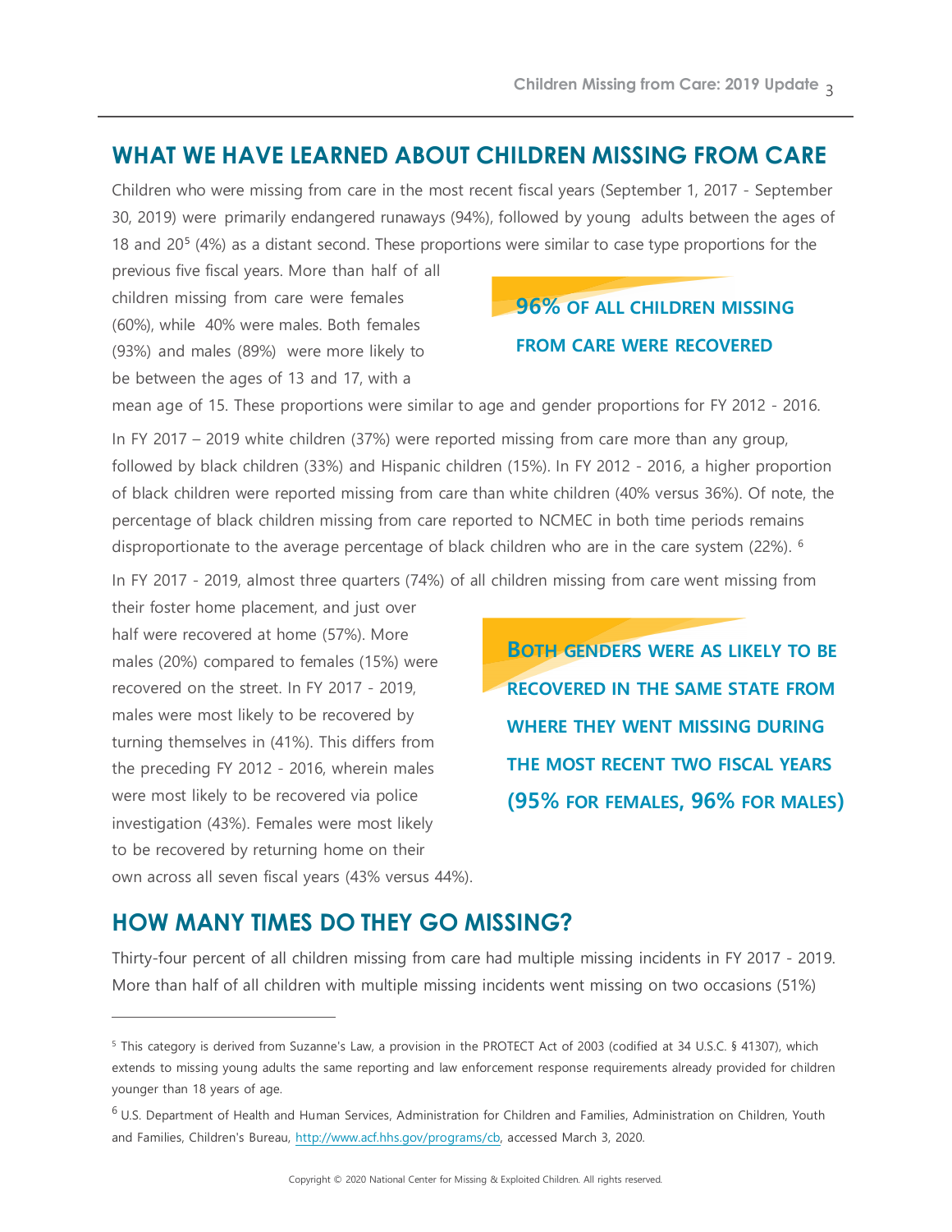## WHAT WE HAVE LEARNED ABOUT CHILDREN MISSING FROM CARE

Children who were missing from care in the most recent fiscal years (September 1, 2017 - September 30, 2019) were primarily endangered runaways (94%), followed by young adults between the ages of 18 and 20[5] (4%) as a distant second. These proportions were similar to case type proportions for the previous five fiscal years. More than half of all children missing from care were females (60%), while 40% were males. Both females (93%) and males (89%) were more likely to be between the ages of 13 and 17, with a mean age of 15. These proportions were similar to age and gender proportions for FY 2012 - 2016.

**96% OF ALL CHILDREN MISSING FROM CARE WERE RECOVERED**

In FY 2017 – 2019 white children (37%) were reported missing from care more than any group, followed by black children (33%) and Hispanic children (15%). In FY 2012 - 2016, a higher proportion of black children were reported missing from care than white children (40% versus 36%). Of note, the percentage of black children missing from care reported to NCMEC in both time periods remains disproportionate to the average percentage of black children who are in the care system (22%). [6]

In FY 2017 - 2019, almost three quarters (74%) of all children missing from care went missing from their foster home placement, and just over half were recovered at home (57%). More males (20%) compared to females (15%) were recovered on the street. In FY 2017 - 2019, males were most likely to be recovered by turning themselves in (41%). This differs from the preceding FY 2012 - 2016, wherein males were most likely to be recovered via police investigation (43%). Females were most likely to be recovered by returning home on their own across all seven fiscal years (43% versus 44%).

**BOTH GENDERS WERE AS LIKELY TO BE RECOVERED IN THE SAME STATE FROM WHERE THEY WENT MISSING DURING THE MOST RECENT TWO FISCAL YEARS (95% FOR FEMALES, 96% FOR MALES)**

## HOW MANY TIMES DO THEY GO MISSING?

Thirty-four percent of all children missing from care had multiple missing incidents in FY 2017 - 2019. More than half of all children with multiple missing incidents went missing on two occasions (51%)

---

[5] This category is derived from Suzanne's Law, a provision in the PROTECT Act of 2003 (codified at 34 U.S.C. § 41307), which extends to missing young adults the same reporting and law enforcement response requirements already provided for children younger than 18 years of age.

[6] U.S. Department of Health and Human Services, Administration for Children and Families, Administration on Children, Youth and Families, Children's Bureau, http://www.acf.hhs.gov/programs/cb, accessed March 3, 2020.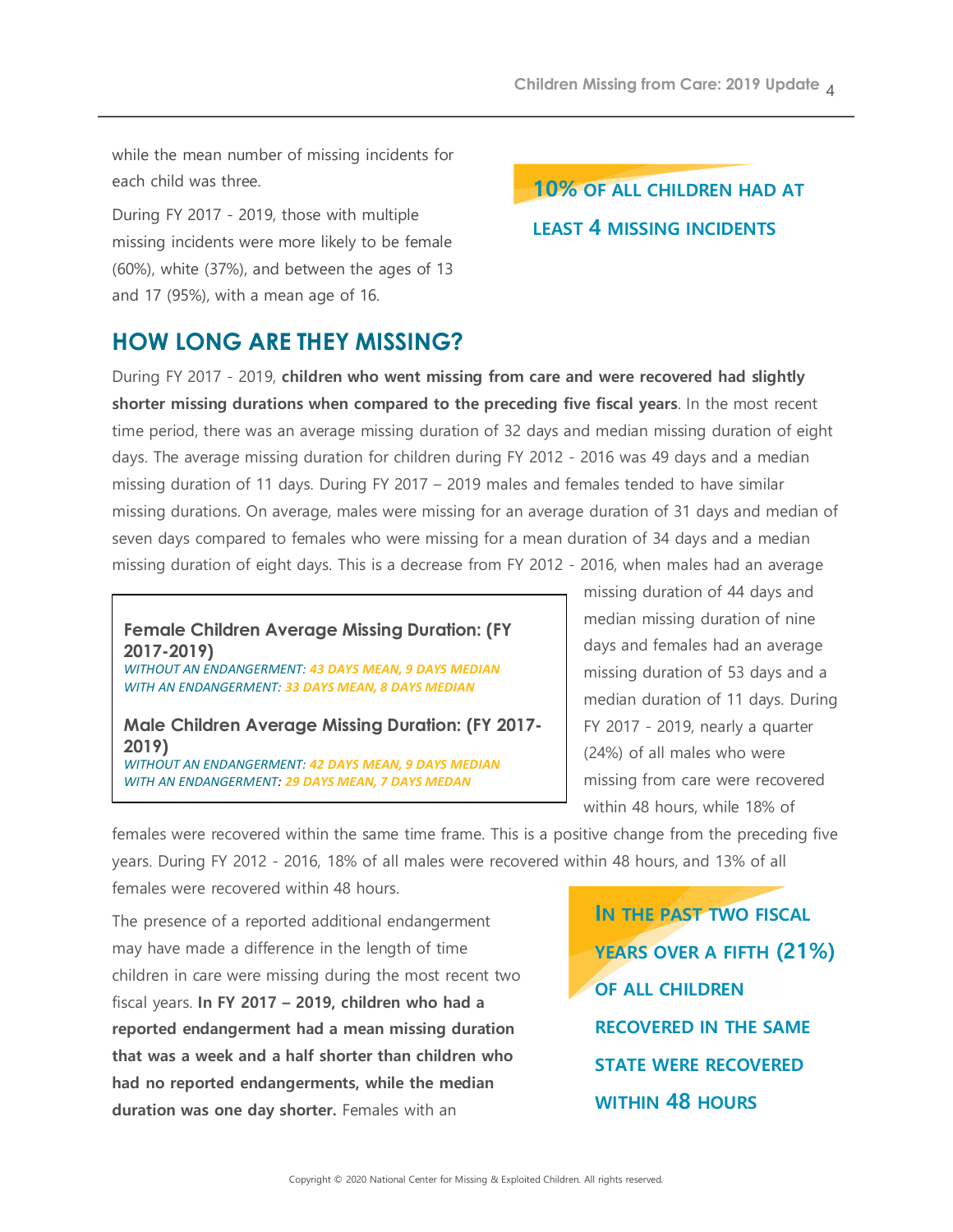while the mean number of missing incidents for each child was three.

During FY 2017 - 2019, those with multiple missing incidents were more likely to be female (60%), white (37%), and between the ages of 13 and 17 (95%), with a mean age of 16.

**10% OF ALL CHILDREN HAD AT LEAST 4 MISSING INCIDENTS**

## HOW LONG ARE THEY MISSING?

During FY 2017 - 2019, **children who went missing from care and were recovered had slightly shorter missing durations when compared to the preceding five fiscal years**. In the most recent time period, there was an average missing duration of 32 days and median missing duration of eight days. The average missing duration for children during FY 2012 - 2016 was 49 days and a median missing duration of 11 days. During FY 2017 – 2019 males and females tended to have similar missing durations. On average, males were missing for an average duration of 31 days and median of seven days compared to females who were missing for a mean duration of 34 days and a median missing duration of eight days. This is a decrease from FY 2012 - 2016, when males had an average missing duration of 44 days and median missing duration of nine days and females had an average missing duration of 53 days and a median duration of 11 days. During FY 2017 - 2019, nearly a quarter (24%) of all males who were missing from care were recovered within 48 hours, while 18% of females were recovered within the same time frame. This is a positive change from the preceding five years. During FY 2012 - 2016, 18% of all males were recovered within 48 hours, and 13% of all females were recovered within 48 hours.

**Female Children Average Missing Duration: (FY 2017-2019)**
*WITHOUT AN ENDANGERMENT: 43 DAYS MEAN, 9 DAYS MEDIAN*
*WITH AN ENDANGERMENT: 33 DAYS MEAN, 8 DAYS MEDIAN*

**Male Children Average Missing Duration: (FY 2017-2019)**
*WITHOUT AN ENDANGERMENT: 42 DAYS MEAN, 9 DAYS MEDIAN*
*WITH AN ENDANGERMENT: 29 DAYS MEAN, 7 DAYS MEDAN*

The presence of a reported additional endangerment may have made a difference in the length of time children in care were missing during the most recent two fiscal years. **In FY 2017 – 2019, children who had a reported endangerment had a mean missing duration that was a week and a half shorter than children who had no reported endangerments, while the median duration was one day shorter.** Females with an

**IN THE PAST TWO FISCAL YEARS OVER A FIFTH (21%) OF ALL CHILDREN RECOVERED IN THE SAME STATE WERE RECOVERED WITHIN 48 HOURS**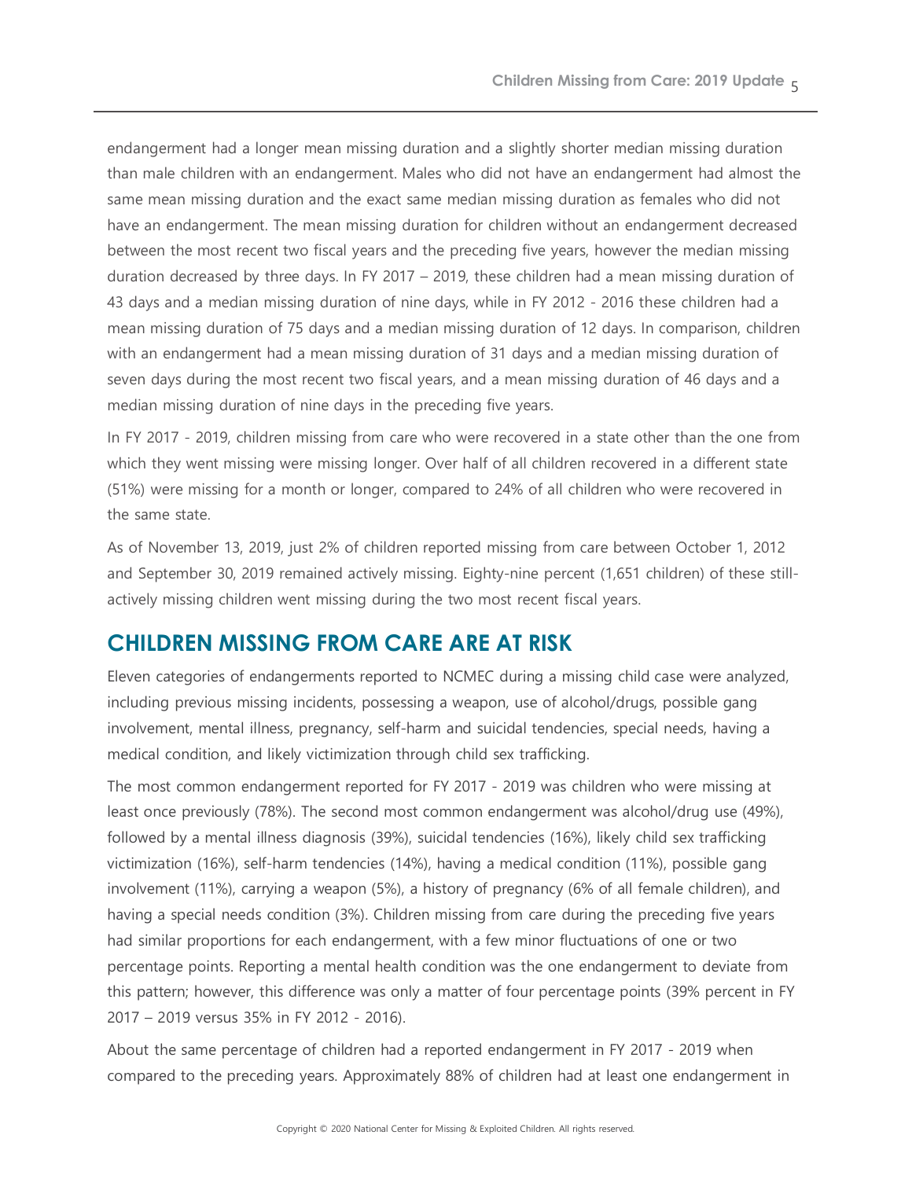endangerment had a longer mean missing duration and a slightly shorter median missing duration than male children with an endangerment. Males who did not have an endangerment had almost the same mean missing duration and the exact same median missing duration as females who did not have an endangerment. The mean missing duration for children without an endangerment decreased between the most recent two fiscal years and the preceding five years, however the median missing duration decreased by three days. In FY 2017 – 2019, these children had a mean missing duration of 43 days and a median missing duration of nine days, while in FY 2012 - 2016 these children had a mean missing duration of 75 days and a median missing duration of 12 days. In comparison, children with an endangerment had a mean missing duration of 31 days and a median missing duration of seven days during the most recent two fiscal years, and a mean missing duration of 46 days and a median missing duration of nine days in the preceding five years.

In FY 2017 - 2019, children missing from care who were recovered in a state other than the one from which they went missing were missing longer. Over half of all children recovered in a different state (51%) were missing for a month or longer, compared to 24% of all children who were recovered in the same state.

As of November 13, 2019, just 2% of children reported missing from care between October 1, 2012 and September 30, 2019 remained actively missing. Eighty-nine percent (1,651 children) of these still-actively missing children went missing during the two most recent fiscal years.

## CHILDREN MISSING FROM CARE ARE AT RISK

Eleven categories of endangerments reported to NCMEC during a missing child case were analyzed, including previous missing incidents, possessing a weapon, use of alcohol/drugs, possible gang involvement, mental illness, pregnancy, self-harm and suicidal tendencies, special needs, having a medical condition, and likely victimization through child sex trafficking.

The most common endangerment reported for FY 2017 - 2019 was children who were missing at least once previously (78%). The second most common endangerment was alcohol/drug use (49%), followed by a mental illness diagnosis (39%), suicidal tendencies (16%), likely child sex trafficking victimization (16%), self-harm tendencies (14%), having a medical condition (11%), possible gang involvement (11%), carrying a weapon (5%), a history of pregnancy (6% of all female children), and having a special needs condition (3%). Children missing from care during the preceding five years had similar proportions for each endangerment, with a few minor fluctuations of one or two percentage points. Reporting a mental health condition was the one endangerment to deviate from this pattern; however, this difference was only a matter of four percentage points (39% percent in FY 2017 – 2019 versus 35% in FY 2012 - 2016).

About the same percentage of children had a reported endangerment in FY 2017 - 2019 when compared to the preceding years. Approximately 88% of children had at least one endangerment in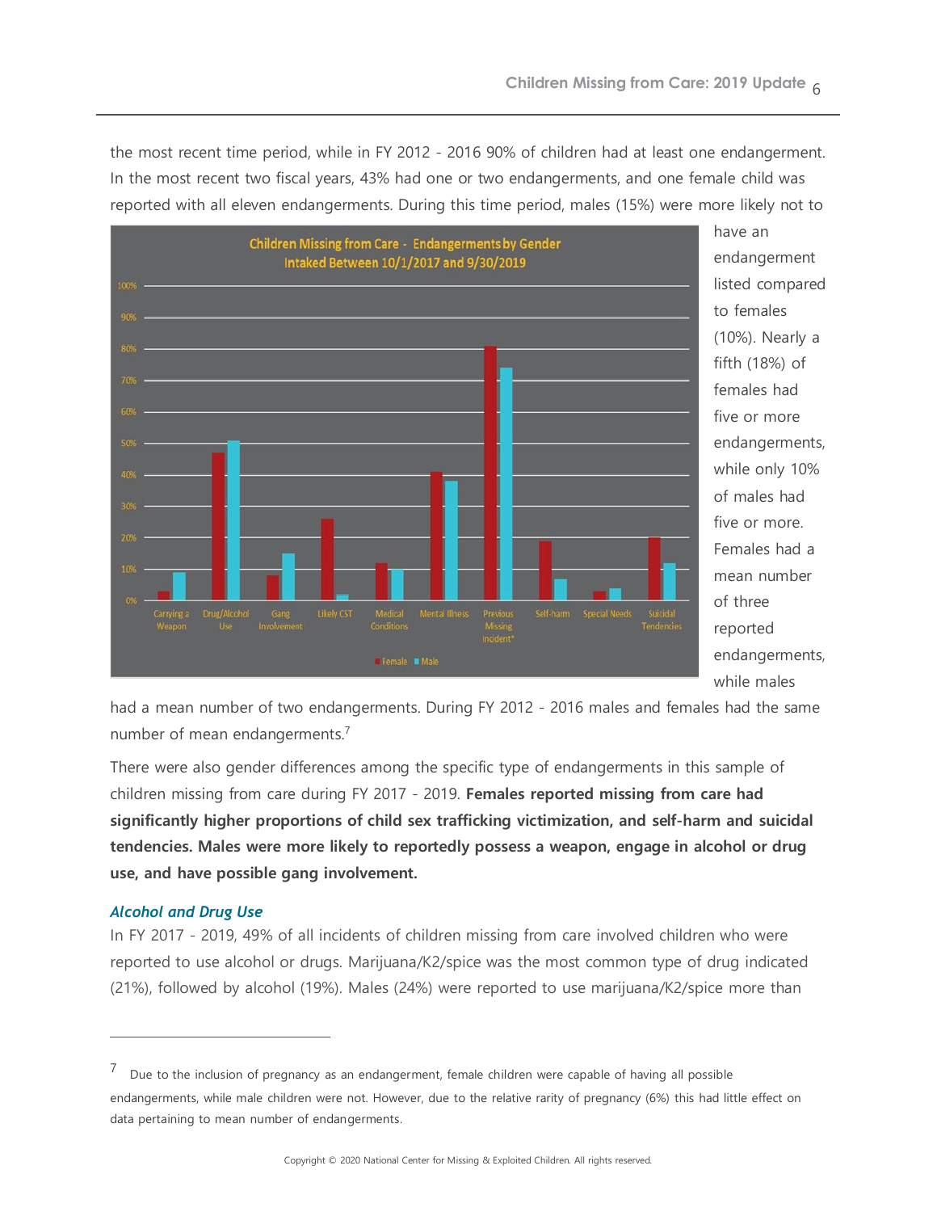the most recent time period, while in FY 2012 - 2016 90% of children had at least one endangerment. In the most recent two fiscal years, 43% had one or two endangerments, and one female child was reported with all eleven endangerments. During this time period, males (15%) were more likely not to have an endangerment listed compared to females (10%). Nearly a fifth (18%) of females had five or more endangerments, while only 10% of males had five or more. Females had a mean number of three reported endangerments, while males had a mean number of two endangerments. During FY 2012 - 2016 males and females had the same number of mean endangerments.[7]

There were also gender differences among the specific type of endangerments in this sample of children missing from care during FY 2017 - 2019. **Females reported missing from care had significantly higher proportions of child sex trafficking victimization, and self-harm and suicidal tendencies. Males were more likely to reportedly possess a weapon, engage in alcohol or drug use, and have possible gang involvement.**

### *Alcohol and Drug Use*

In FY 2017 - 2019, 49% of all incidents of children missing from care involved children who were reported to use alcohol or drugs. Marijuana/K2/spice was the most common type of drug indicated (21%), followed by alcohol (19%). Males (24%) were reported to use marijuana/K2/spice more than

[7] Due to the inclusion of pregnancy as an endangerment, female children were capable of having all possible endangerments, while male children were not. However, due to the relative rarity of pregnancy (6%) this had little effect on data pertaining to mean number of endangerments.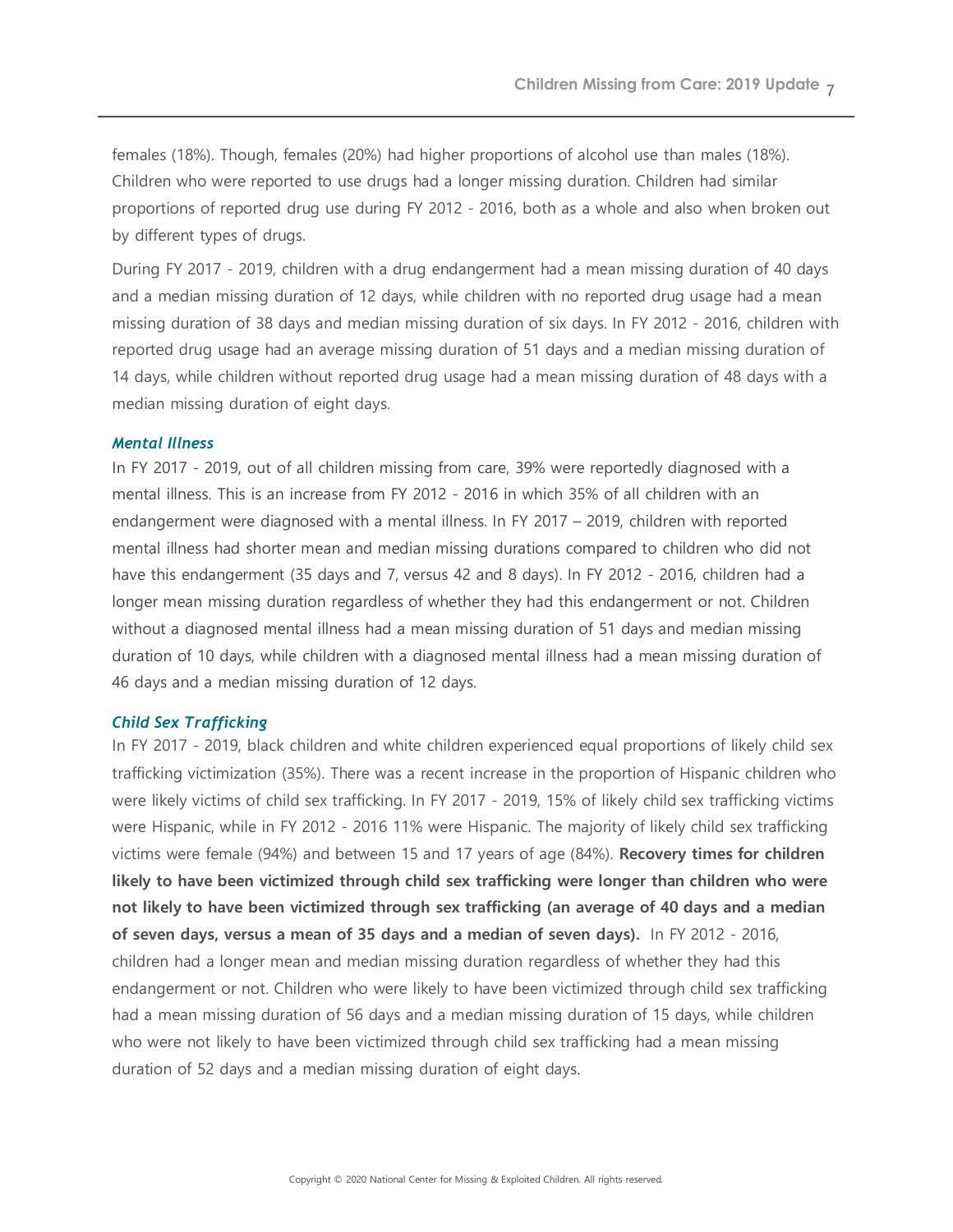females (18%). Though, females (20%) had higher proportions of alcohol use than males (18%). Children who were reported to use drugs had a longer missing duration. Children had similar proportions of reported drug use during FY 2012 - 2016, both as a whole and also when broken out by different types of drugs.

During FY 2017 - 2019, children with a drug endangerment had a mean missing duration of 40 days and a median missing duration of 12 days, while children with no reported drug usage had a mean missing duration of 38 days and median missing duration of six days. In FY 2012 - 2016, children with reported drug usage had an average missing duration of 51 days and a median missing duration of 14 days, while children without reported drug usage had a mean missing duration of 48 days with a median missing duration of eight days.

### *Mental Illness*

In FY 2017 - 2019, out of all children missing from care, 39% were reportedly diagnosed with a mental illness. This is an increase from FY 2012 - 2016 in which 35% of all children with an endangerment were diagnosed with a mental illness. In FY 2017 – 2019, children with reported mental illness had shorter mean and median missing durations compared to children who did not have this endangerment (35 days and 7, versus 42 and 8 days). In FY 2012 - 2016, children had a longer mean missing duration regardless of whether they had this endangerment or not. Children without a diagnosed mental illness had a mean missing duration of 51 days and median missing duration of 10 days, while children with a diagnosed mental illness had a mean missing duration of 46 days and a median missing duration of 12 days.

### *Child Sex Trafficking*

In FY 2017 - 2019, black children and white children experienced equal proportions of likely child sex trafficking victimization (35%). There was a recent increase in the proportion of Hispanic children who were likely victims of child sex trafficking. In FY 2017 - 2019, 15% of likely child sex trafficking victims were Hispanic, while in FY 2012 - 2016 11% were Hispanic. The majority of likely child sex trafficking victims were female (94%) and between 15 and 17 years of age (84%). **Recovery times for children likely to have been victimized through child sex trafficking were longer than children who were not likely to have been victimized through sex trafficking (an average of 40 days and a median of seven days, versus a mean of 35 days and a median of seven days).** In FY 2012 - 2016, children had a longer mean and median missing duration regardless of whether they had this endangerment or not. Children who were likely to have been victimized through child sex trafficking had a mean missing duration of 56 days and a median missing duration of 15 days, while children who were not likely to have been victimized through child sex trafficking had a mean missing duration of 52 days and a median missing duration of eight days.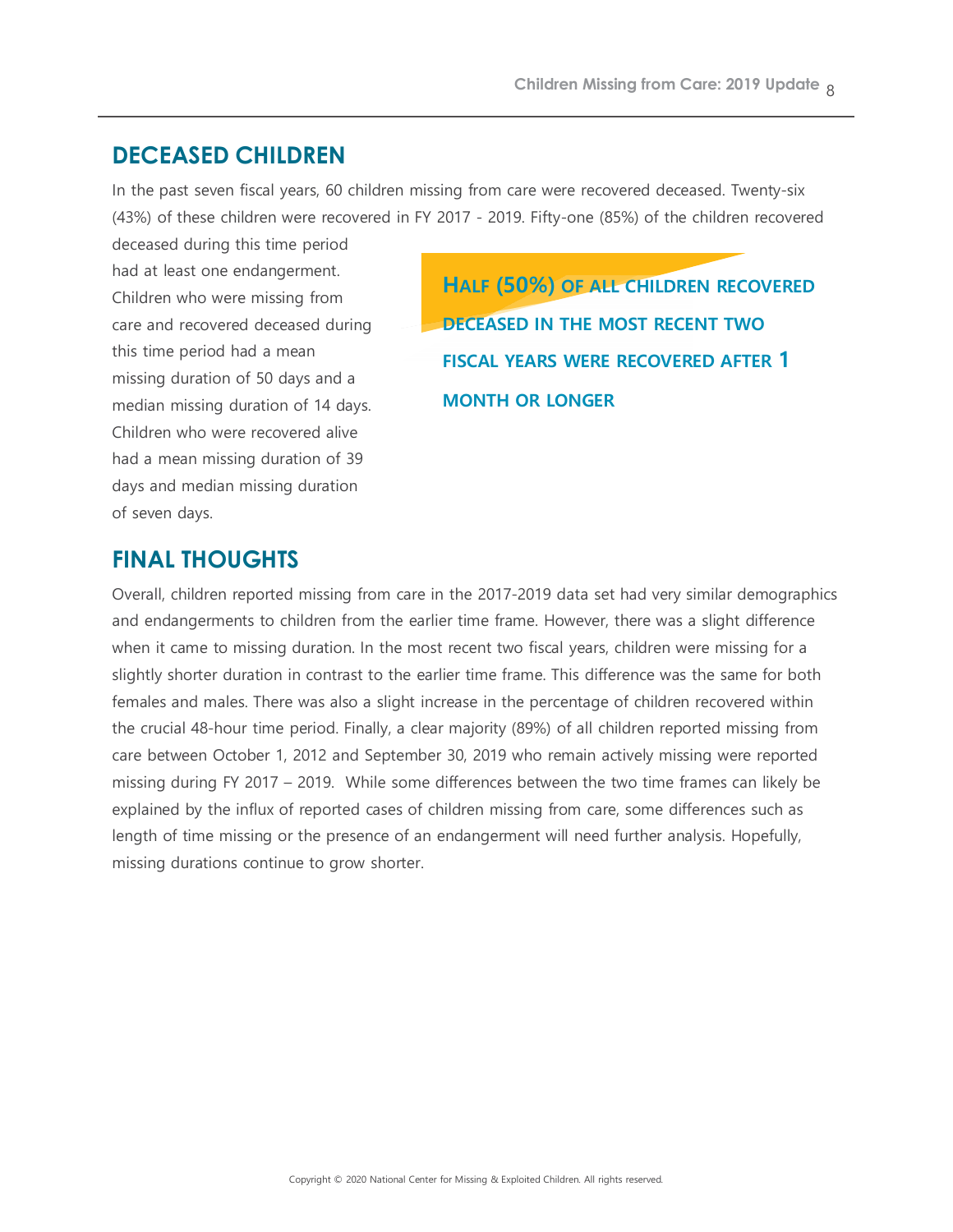## DECEASED CHILDREN

In the past seven fiscal years, 60 children missing from care were recovered deceased. Twenty-six (43%) of these children were recovered in FY 2017 - 2019. Fifty-one (85%) of the children recovered deceased during this time period had at least one endangerment. Children who were missing from care and recovered deceased during this time period had a mean missing duration of 50 days and a median missing duration of 14 days. Children who were recovered alive had a mean missing duration of 39 days and median missing duration of seven days.

**HALF (50%) OF ALL CHILDREN RECOVERED DECEASED IN THE MOST RECENT TWO FISCAL YEARS WERE RECOVERED AFTER 1 MONTH OR LONGER**

## FINAL THOUGHTS

Overall, children reported missing from care in the 2017-2019 data set had very similar demographics and endangerments to children from the earlier time frame. However, there was a slight difference when it came to missing duration. In the most recent two fiscal years, children were missing for a slightly shorter duration in contrast to the earlier time frame. This difference was the same for both females and males. There was also a slight increase in the percentage of children recovered within the crucial 48-hour time period. Finally, a clear majority (89%) of all children reported missing from care between October 1, 2012 and September 30, 2019 who remain actively missing were reported missing during FY 2017 – 2019. While some differences between the two time frames can likely be explained by the influx of reported cases of children missing from care, some differences such as length of time missing or the presence of an endangerment will need further analysis. Hopefully, missing durations continue to grow shorter.